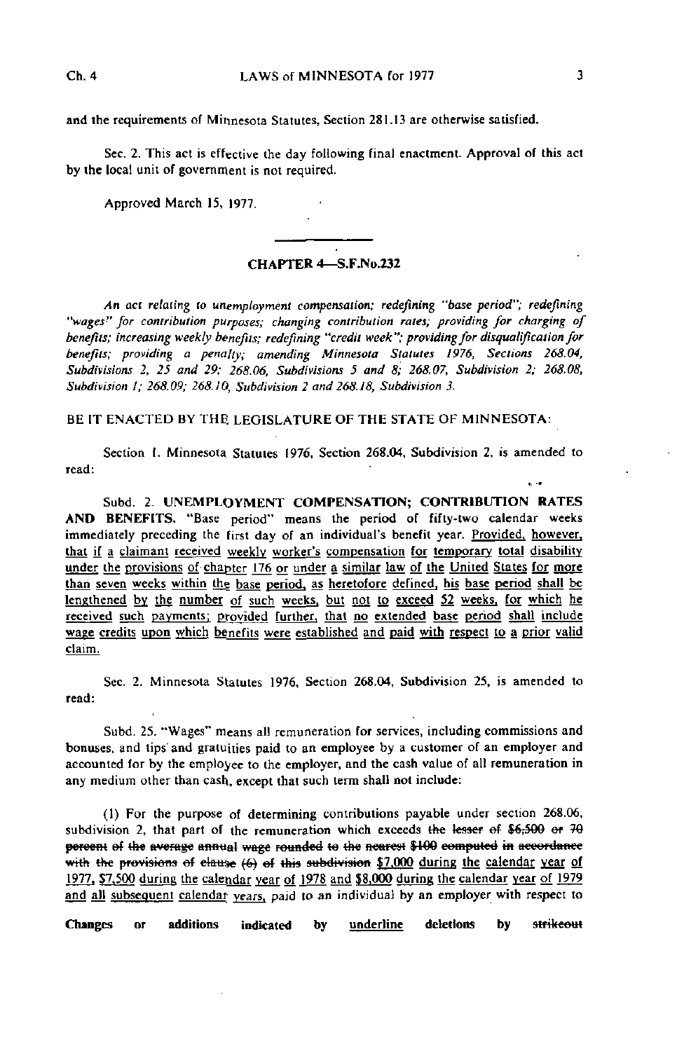and the requirements of Minnesota Statutes, Section 281.13 are otherwise satisfied.

Sec. 2. This act is effective the day following final enactment. Approval of this act by the local unit of government is not required.

Approved March 15, 1977.

## CHAPTER 4—S.F.No.232

*An act relating to unemployment compensation; redefining "base period"; redefining "wages" for contribution purposes; changing contribution rates; providing for charging of benefits; increasing weekly benefits; redefining "credit week"; providing for disqualification for benefits; providing a penalty; amending Minnesota Statutes 1976, Sections 268.04, Subdivisions 2, 25 and 29; 268.06, Subdivisions 5 and 8; 268.07, Subdivision 2; 268.08, Subdivision 1; 268.09; 268.10, Subdivision 2 and 268.18, Subdivision 3.*

BE IT ENACTED BY THE LEGISLATURE OF THE STATE OF MINNESOTA:

Section 1. Minnesota Statutes 1976, Section 268.04, Subdivision 2, is amended to read:

Subd. 2. **UNEMPLOYMENT COMPENSATION; CONTRIBUTION RATES AND BENEFITS.** "Base period" means the period of fifty-two calendar weeks immediately preceding the first day of an individual's benefit year. <u>Provided, however, that if a claimant received weekly worker's compensation for temporary total disability under the provisions of chapter 176 or under a similar law of the United States for more than seven weeks within the base period, as heretofore defined, his base period shall be lengthened by the number of such weeks, but not to exceed 52 weeks, for which he received such payments; provided further, that no extended base period shall include wage credits upon which benefits were established and paid with respect to a prior valid claim.</u>

Sec. 2. Minnesota Statutes 1976, Section 268.04, Subdivision 25, is amended to read:

Subd. 25. "Wages" means all remuneration for services, including commissions and bonuses, and tips and gratuities paid to an employee by a customer of an employer and accounted for by the employee to the employer, and the cash value of all remuneration in any medium other than cash, except that such term shall not include:

(1) For the purpose of determining contributions payable under section 268.06, subdivision 2, that part of the remuneration which exceeds ~~the lesser of $6,500 or 70 percent of the average annual wage rounded to the nearest $100 computed in accordance with the provisions of clause (6) of this subdivision~~ <u>$7,000 during the calendar year of 1977, $7,500 during the calendar year of 1978 and $8,000 during the calendar year of 1979 and all subsequent calendar years,</u> paid to an individual by an employer with respect to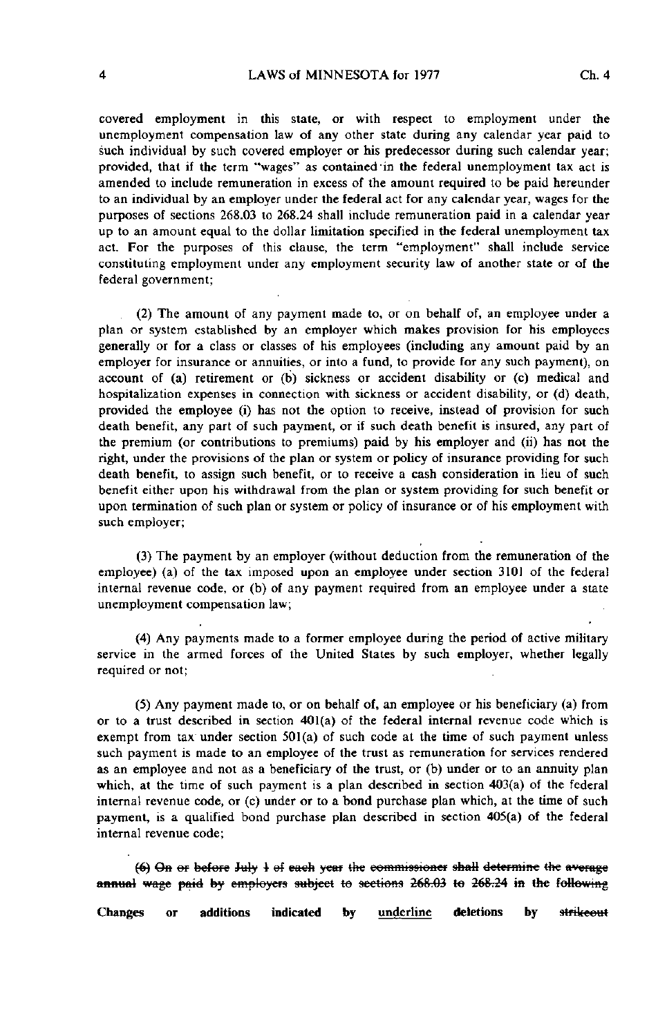covered employment in this state, or with respect to employment under the unemployment compensation law of any other state during any calendar year paid to such individual by such covered employer or his predecessor during such calendar year; provided, that if the term "wages" as contained in the federal unemployment tax act is amended to include remuneration in excess of the amount required to be paid hereunder to an individual by an employer under the federal act for any calendar year, wages for the purposes of sections 268.03 to 268.24 shall include remuneration paid in a calendar year up to an amount equal to the dollar limitation specified in the federal unemployment tax act. For the purposes of this clause, the term "employment" shall include service constituting employment under any employment security law of another state or of the federal government;

(2) The amount of any payment made to, or on behalf of, an employee under a plan or system established by an employer which makes provision for his employees generally or for a class or classes of his employees (including any amount paid by an employer for insurance or annuities, or into a fund, to provide for any such payment), on account of (a) retirement or (b) sickness or accident disability or (c) medical and hospitalization expenses in connection with sickness or accident disability, or (d) death, provided the employee (i) has not the option to receive, instead of provision for such death benefit, any part of such payment, or if such death benefit is insured, any part of the premium (or contributions to premiums) paid by his employer and (ii) has not the right, under the provisions of the plan or system or policy of insurance providing for such death benefit, to assign such benefit, or to receive a cash consideration in lieu of such benefit either upon his withdrawal from the plan or system providing for such benefit or upon termination of such plan or system or policy of insurance or of his employment with such employer;

(3) The payment by an employer (without deduction from the remuneration of the employee) (a) of the tax imposed upon an employee under section 3101 of the federal internal revenue code, or (b) of any payment required from an employee under a state unemployment compensation law;

(4) Any payments made to a former employee during the period of active military service in the armed forces of the United States by such employer, whether legally required or not;

(5) Any payment made to, or on behalf of, an employee or his beneficiary (a) from or to a trust described in section 401(a) of the federal internal revenue code which is exempt from tax under section 501(a) of such code at the time of such payment unless such payment is made to an employee of the trust as remuneration for services rendered as an employee and not as a beneficiary of the trust, or (b) under or to an annuity plan which, at the time of such payment is a plan described in section 403(a) of the federal internal revenue code, or (c) under or to a bond purchase plan which, at the time of such payment, is a qualified bond purchase plan described in section 405(a) of the federal internal revenue code;

~~(6) On or before July 1 of each year the commissioner shall determine the average annual wage paid by employers subject to sections 268.03 to 268.24 in the following~~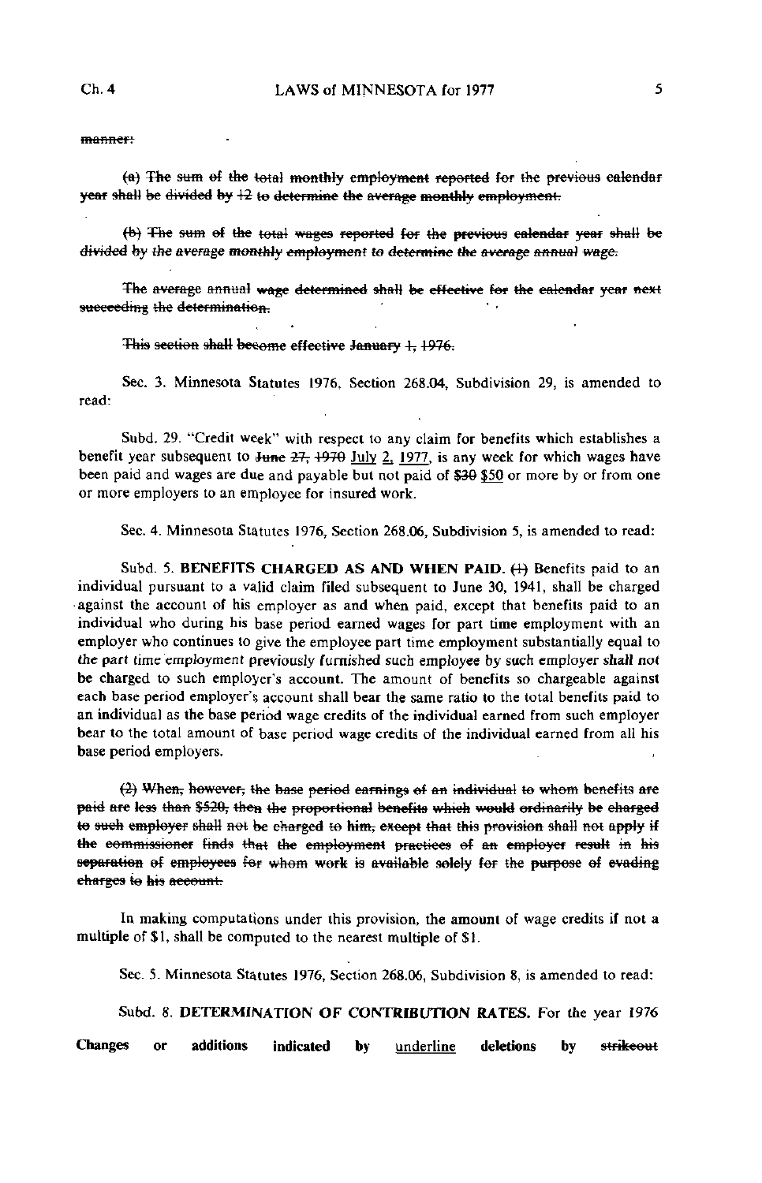~~manner:~~

~~(a) The sum of the total monthly employment reported for the previous calendar year shall be divided by 12 to determine the average monthly employment.~~

~~(b) The sum of the total wages reported for the previous calendar year shall be divided by the average monthly employment to determine the average annual wage.~~

~~The average annual wage determined shall be effective for the calendar year next succeeding the determination.~~

~~This section shall become effective January 1, 1976.~~

Sec. 3. Minnesota Statutes 1976, Section 268.04, Subdivision 29, is amended to read:

Subd. 29. "Credit week" with respect to any claim for benefits which establishes a benefit year subsequent to ~~June 27, 1970~~ <u>July 2, 1977</u>, is any week for which wages have been paid and wages are due and payable but not paid of ~~$30~~ <u>$50</u> or more by or from one or more employers to an employee for insured work.

Sec. 4. Minnesota Statutes 1976, Section 268.06, Subdivision 5, is amended to read:

Subd. 5. **BENEFITS CHARGED AS AND WHEN PAID.** ~~(1)~~ Benefits paid to an individual pursuant to a valid claim filed subsequent to June 30, 1941, shall be charged against the account of his employer as and when paid, except that benefits paid to an individual who during his base period earned wages for part time employment with an employer who continues to give the employee part time employment substantially equal to the part time employment previously furnished such employee by such employer shall not be charged to such employer's account. The amount of benefits so chargeable against each base period employer's account shall bear the same ratio to the total benefits paid to an individual as the base period wage credits of the individual earned from such employer bear to the total amount of base period wage credits of the individual earned from all his base period employers.

~~(2) When, however, the base period earnings of an individual to whom benefits are paid are less than $520, then the proportional benefits which would ordinarily be charged to such employer shall not be charged to him, except that this provision shall not apply if the commissioner finds that the employment practices of an employer result in his separation of employees for whom work is available solely for the purpose of evading charges to his account.~~

In making computations under this provision, the amount of wage credits if not a multiple of $1, shall be computed to the nearest multiple of $1.

Sec. 5. Minnesota Statutes 1976, Section 268.06, Subdivision 8, is amended to read:

Subd. 8. **DETERMINATION OF CONTRIBUTION RATES.** For the year 1976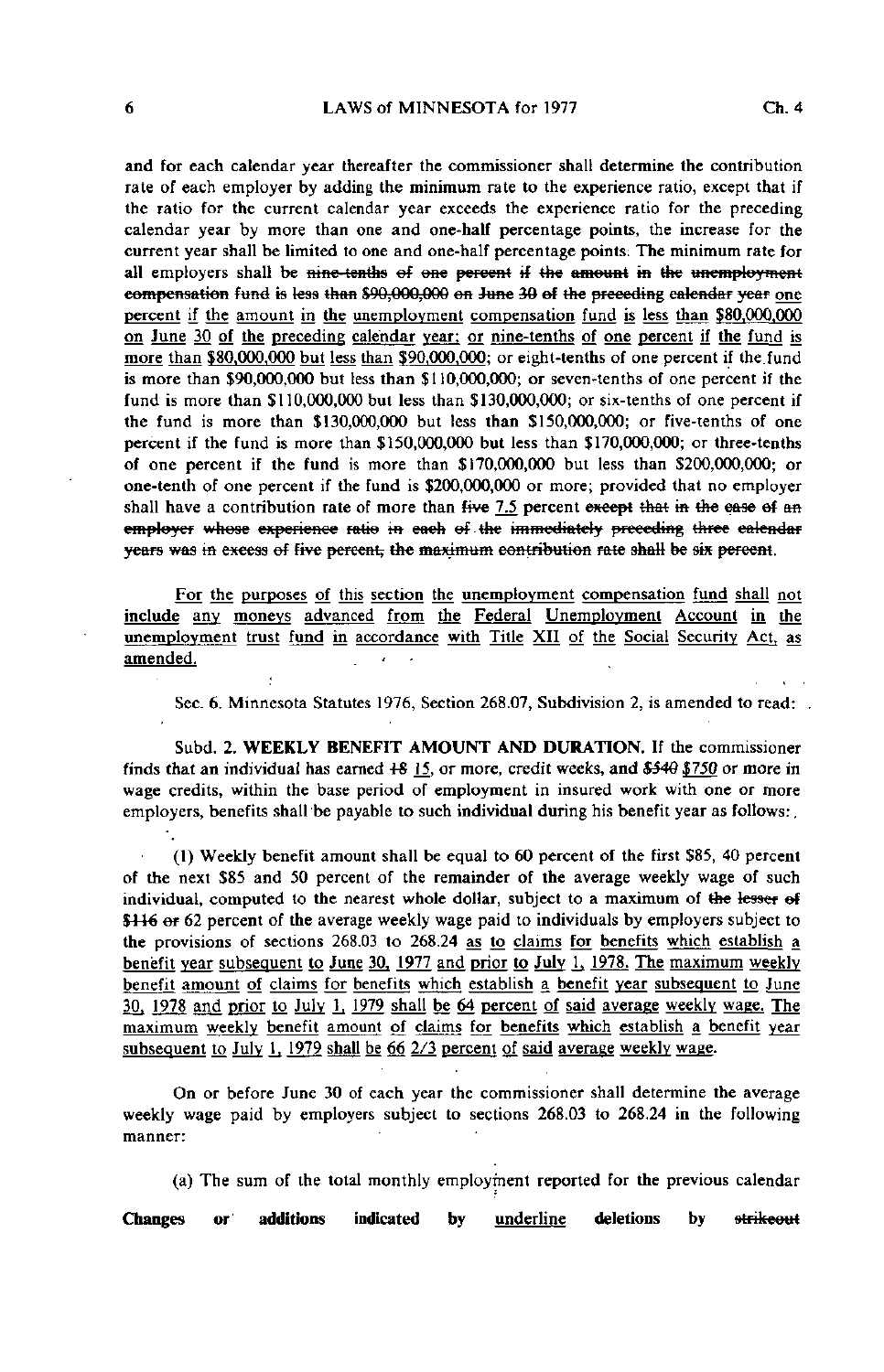and for each calendar year thereafter the commissioner shall determine the contribution rate of each employer by adding the minimum rate to the experience ratio, except that if the ratio for the current calendar year exceeds the experience ratio for the preceding calendar year by more than one and one-half percentage points, the increase for the current year shall be limited to one and one-half percentage points. The minimum rate for all employers shall be ~~nine-tenths of one percent if the amount in the unemployment compensation fund is less than $90,000,000 on June 30 of the preceding calendar year~~ <u>one percent if the amount in the unemployment compensation fund is less than $80,000,000 on June 30 of the preceding calendar year; or nine-tenths of one percent if the fund is more than $80,000,000 but less than $90,000,000</u>; or eight-tenths of one percent if the fund is more than $90,000,000 but less than $110,000,000; or seven-tenths of one percent if the fund is more than $110,000,000 but less than $130,000,000; or six-tenths of one percent if the fund is more than $130,000,000 but less than $150,000,000; or five-tenths of one percent if the fund is more than $150,000,000 but less than $170,000,000; or three-tenths of one percent if the fund is more than $170,000,000 but less than $200,000,000; or one-tenth of one percent if the fund is $200,000,000 or more; provided that no employer shall have a contribution rate of more than ~~five~~ <u>7.5</u> percent ~~except that in the case of an employer whose experience ratio in each of the immediately preceding three calendar years was in excess of five percent, the maximum contribution rate shall be six percent~~.

<u>For the purposes of this section the unemployment compensation fund shall not include any moneys advanced from the Federal Unemployment Account in the unemployment trust fund in accordance with Title XII of the Social Security Act, as amended.</u>

Sec. 6. Minnesota Statutes 1976, Section 268.07, Subdivision 2, is amended to read:

Subd. 2. **WEEKLY BENEFIT AMOUNT AND DURATION.** If the commissioner finds that an individual has earned ~~18~~ <u>15</u>, or more, credit weeks, and ~~$540~~ <u>$750</u> or more in wage credits, within the base period of employment in insured work with one or more employers, benefits shall be payable to such individual during his benefit year as follows:

(1) Weekly benefit amount shall be equal to 60 percent of the first $85, 40 percent of the next $85 and 50 percent of the remainder of the average weekly wage of such individual, computed to the nearest whole dollar, subject to a maximum of ~~the lesser of $116 or~~ 62 percent of the average weekly wage paid to individuals by employers subject to the provisions of sections 268.03 to 268.24 <u>as to claims for benefits which establish a benefit year subsequent to June 30, 1977 and prior to July 1, 1978. The maximum weekly benefit amount of claims for benefits which establish a benefit year subsequent to June 30, 1978 and prior to July 1, 1979 shall be 64 percent of said average weekly wage. The maximum weekly benefit amount of claims for benefits which establish a benefit year subsequent to July 1, 1979 shall be 66 2/3 percent of said average weekly wage.</u>

On or before June 30 of each year the commissioner shall determine the average weekly wage paid by employers subject to sections 268.03 to 268.24 in the following manner:

(a) The sum of the total monthly employment reported for the previous calendar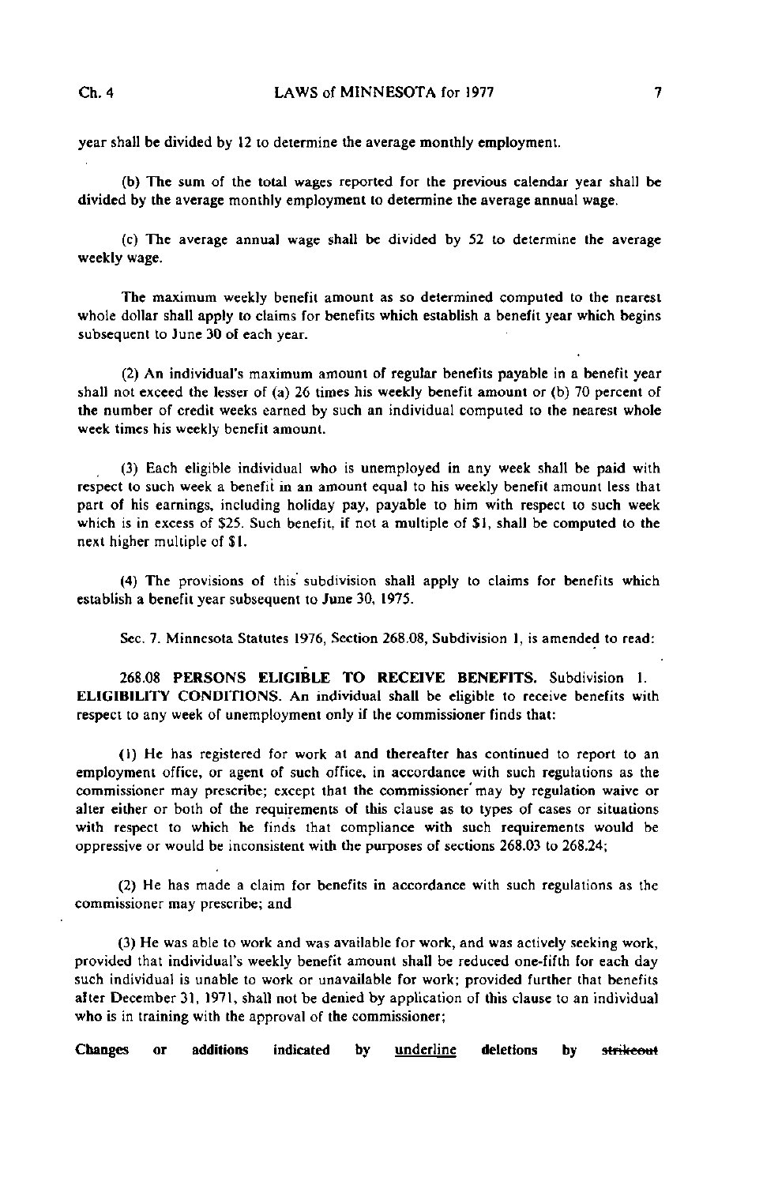year shall be divided by 12 to determine the average monthly employment.

(b) The sum of the total wages reported for the previous calendar year shall be divided by the average monthly employment to determine the average annual wage.

(c) The average annual wage shall be divided by 52 to determine the average weekly wage.

The maximum weekly benefit amount as so determined computed to the nearest whole dollar shall apply to claims for benefits which establish a benefit year which begins subsequent to June 30 of each year.

(2) An individual's maximum amount of regular benefits payable in a benefit year shall not exceed the lesser of (a) 26 times his weekly benefit amount or (b) 70 percent of the number of credit weeks earned by such an individual computed to the nearest whole week times his weekly benefit amount.

(3) Each eligible individual who is unemployed in any week shall be paid with respect to such week a benefit in an amount equal to his weekly benefit amount less that part of his earnings, including holiday pay, payable to him with respect to such week which is in excess of $25. Such benefit, if not a multiple of $1, shall be computed to the next higher multiple of $1.

(4) The provisions of this subdivision shall apply to claims for benefits which establish a benefit year subsequent to June 30, 1975.

Sec. 7. Minnesota Statutes 1976, Section 268.08, Subdivision 1, is amended to read:

268.08 **PERSONS ELIGIBLE TO RECEIVE BENEFITS.** Subdivision 1. **ELIGIBILITY CONDITIONS.** An individual shall be eligible to receive benefits with respect to any week of unemployment only if the commissioner finds that:

(1) He has registered for work at and thereafter has continued to report to an employment office, or agent of such office, in accordance with such regulations as the commissioner may prescribe; except that the commissioner may by regulation waive or alter either or both of the requirements of this clause as to types of cases or situations with respect to which he finds that compliance with such requirements would be oppressive or would be inconsistent with the purposes of sections 268.03 to 268.24;

(2) He has made a claim for benefits in accordance with such regulations as the commissioner may prescribe; and

(3) He was able to work and was available for work, and was actively seeking work, provided that individual's weekly benefit amount shall be reduced one-fifth for each day such individual is unable to work or unavailable for work; provided further that benefits after December 31, 1971, shall not be denied by application of this clause to an individual who is in training with the approval of the commissioner;

**Changes or additions indicated by** underline **deletions by** ~~strikeout~~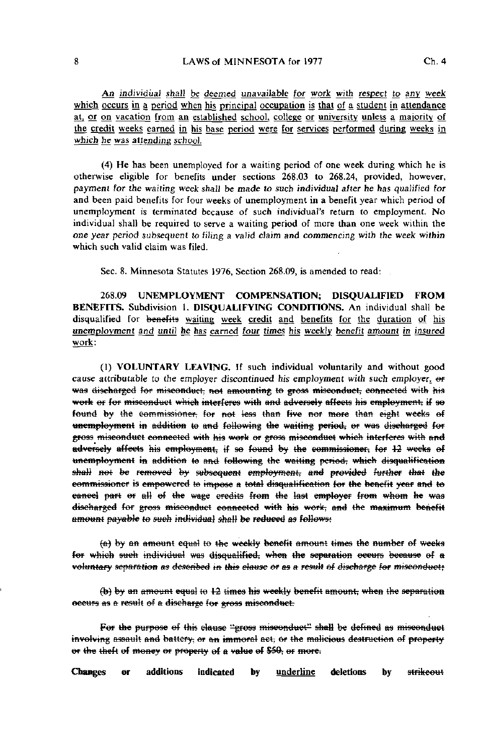An individual shall be deemed unavailable for work with respect to any week which occurs in a period when his principal occupation is that of a student in attendance at, or on vacation from an established school, college or university unless a majority of the credit weeks earned in his base period were for services performed during weeks in which he was attending school.

(4) He has been unemployed for a waiting period of one week during which he is otherwise eligible for benefits under sections 268.03 to 268.24, provided, however, payment for the waiting week shall be made to such individual after he has qualified for and been paid benefits for four weeks of unemployment in a benefit year which period of unemployment is terminated because of such individual's return to employment. No individual shall be required to serve a waiting period of more than one week within the one year period subsequent to filing a valid claim and commencing with the week within which such valid claim was filed.

Sec. 8. Minnesota Statutes 1976, Section 268.09, is amended to read:

268.09 **UNEMPLOYMENT COMPENSATION; DISQUALIFIED FROM BENEFITS.** Subdivision 1. **DISQUALIFYING CONDITIONS.** An individual shall be disqualified for ~~benefits~~ waiting week credit and benefits for the duration of his unemployment and until he has earned four times his weekly benefit amount in insured work:

(1) **VOLUNTARY LEAVING.** If such individual voluntarily and without good cause attributable to the employer discontinued his employment with such employer. ~~or was discharged for misconduct, not amounting to gross misconduct, connected with his work or for misconduct which interferes with and adversely affects his employment, if so found by the commissioner, for not less than five nor more than eight weeks of unemployment in addition to and following the waiting period, or was discharged for gross misconduct connected with his work or gross misconduct which interferes with and adversely affects his employment, if so found by the commissioner, for 12 weeks of unemployment in addition to and following the waiting period, which disqualification shall not be removed by subsequent employment, and provided further that the commissioner is empowered to impose a total disqualification for the benefit year and to cancel part or all of the wage credits from the last employer from whom he was discharged for gross misconduct connected with his work, and the maximum benefit amount payable to such individual shall be reduced as follows:~~

~~(a) by an amount equal to the weekly benefit amount times the number of weeks for which such individual was disqualified, when the separation occurs because of a voluntary separation as described in this clause or as a result of discharge for misconduct;~~

~~(b) by an amount equal to 12 times his weekly benefit amount, when the separation occurs as a result of a discharge for gross misconduct.~~

~~For the purpose of this clause "gross misconduct" shall be defined as misconduct involving assault and battery, or an immoral act, or the malicious destruction of property or the theft of money or property of a value of $50, or more.~~

**Changes or additions indicated by** underline **deletions by** ~~strikeout~~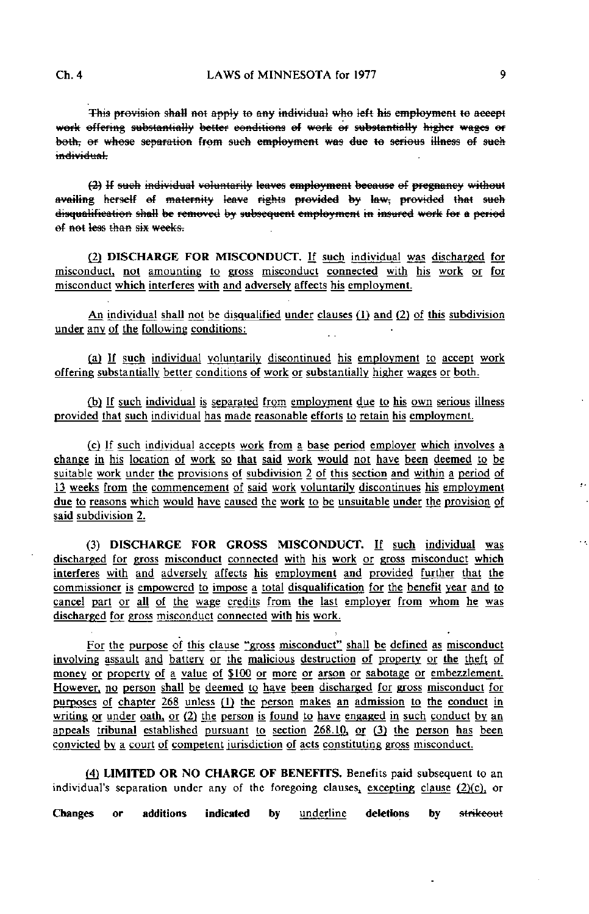~~This provision shall not apply to any individual who left his employment to accept work offering substantially better conditions of work or substantially higher wages or both, or whose separation from such employment was due to serious illness of such individual.~~

~~(2) If such individual voluntarily leaves employment because of pregnancy without availing herself of maternity leave rights provided by law, provided that such disqualification shall be removed by subsequent employment in insured work for a period of not less than six weeks.~~

<u>(2)</u> **<u>DISCHARGE FOR MISCONDUCT.</u>** <u>If such individual was discharged for misconduct, not amounting to gross misconduct connected with his work or for misconduct which interferes with and adversely affects his employment.</u>

<u>An individual shall not be disqualified under clauses (1) and (2) of this subdivision under any of the following conditions:</u>

<u>(a) If such individual voluntarily discontinued his employment to accept work offering substantially better conditions of work or substantially higher wages or both.</u>

<u>(b) If such individual is separated from employment due to his own serious illness provided that such individual has made reasonable efforts to retain his employment.</u>

<u>(c) If such individual accepts work from a base period employer which involves a change in his location of work so that said work would not have been deemed to be suitable work under the provisions of subdivision 2 of this section and within a period of 13 weeks from the commencement of said work voluntarily discontinues his employment due to reasons which would have caused the work to be unsuitable under the provision of said subdivision 2.</u>

(3) **DISCHARGE FOR GROSS MISCONDUCT.** <u>If such individual was discharged for gross misconduct connected with his work or gross misconduct which interferes with and adversely affects his employment and provided further that the commissioner is empowered to impose a total disqualification for the benefit year and to cancel part or all of the wage credits from the last employer from whom he was discharged for gross misconduct connected with his work.</u>

<u>For the purpose of this clause "gross misconduct" shall be defined as misconduct involving assault and battery or the malicious destruction of property or the theft of money or property of a value of $100 or more or arson or sabotage or embezzlement. However, no person shall be deemed to have been discharged for gross misconduct for purposes of chapter 268 unless (1) the person makes an admission to the conduct in writing or under oath, or (2) the person is found to have engaged in such conduct by an appeals tribunal established pursuant to section 268.10, or (3) the person has been convicted by a court of competent jurisdiction of acts constituting gross misconduct.</u>

<u>(4)</u> **LIMITED OR NO CHARGE OF BENEFITS.** Benefits paid subsequent to an individual's separation under any of the foregoing clauses<u>, excepting clause (2)(c),</u> or

**Changes or additions indicated by** <u>underline</u> **deletions by** ~~strikeout~~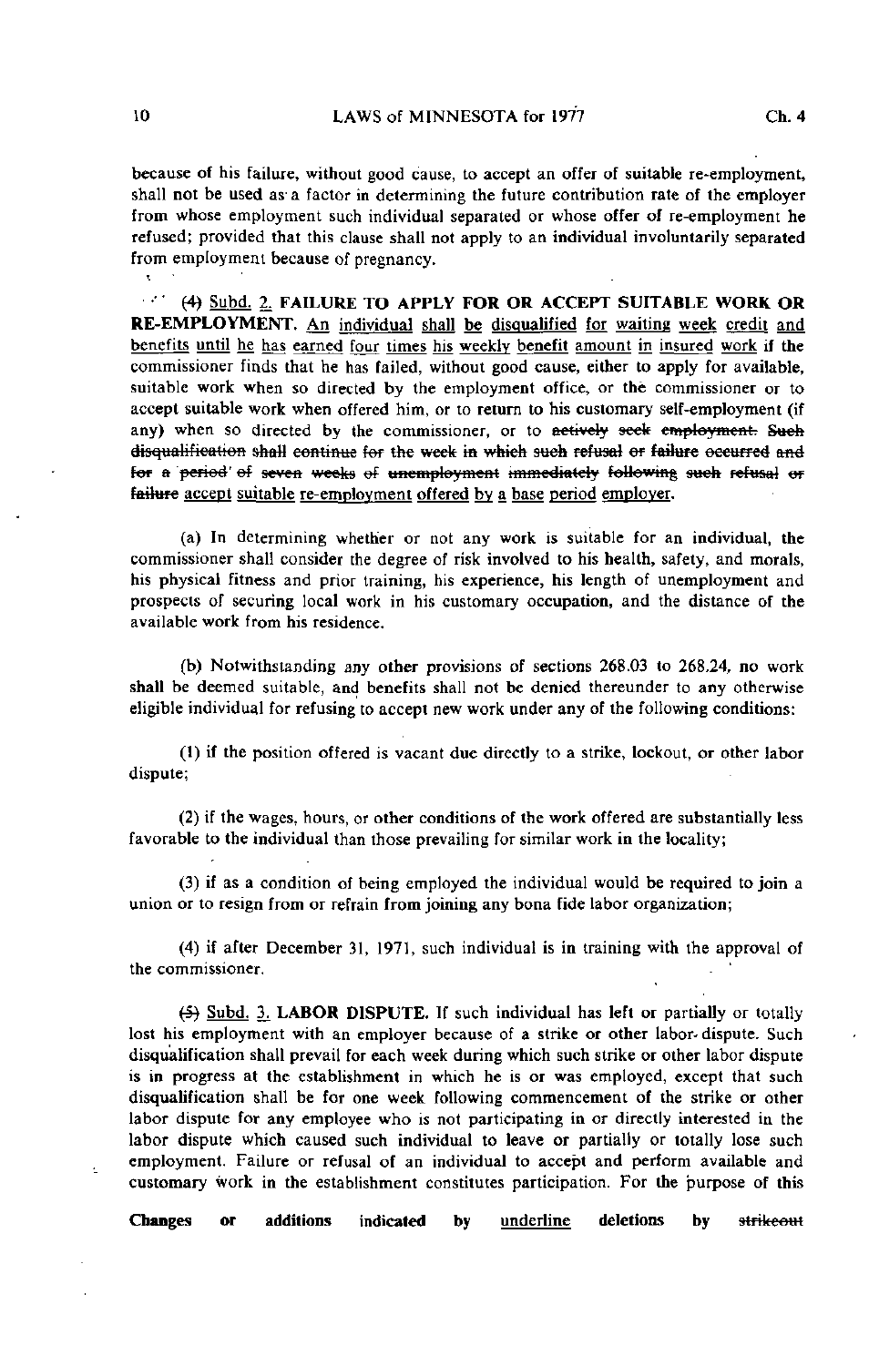because of his failure, without good cause, to accept an offer of suitable re-employment, shall not be used as a factor in determining the future contribution rate of the employer from whose employment such individual separated or whose offer of re-employment he refused; provided that this clause shall not apply to an individual involuntarily separated from employment because of pregnancy.

~~(4)~~ <u>Subd. 2.</u> **FAILURE TO APPLY FOR OR ACCEPT SUITABLE WORK OR RE-EMPLOYMENT.** <u>An individual shall be disqualified for waiting week credit and benefits until he has earned four times his weekly benefit amount in insured work</u> if the commissioner finds that he has failed, without good cause, either to apply for available, suitable work when so directed by the employment office, or the commissioner or to accept suitable work when offered him, or to return to his customary self-employment (if any) when so directed by the commissioner, or to ~~actively seek employment. Such disqualification shall continue for the week in which such refusal or failure occurred and for a period of seven weeks of unemployment immediately following such refusal or failure~~ <u>accept suitable re-employment offered by a base period employer</u>.

(a) In determining whether or not any work is suitable for an individual, the commissioner shall consider the degree of risk involved to his health, safety, and morals, his physical fitness and prior training, his experience, his length of unemployment and prospects of securing local work in his customary occupation, and the distance of the available work from his residence.

(b) Notwithstanding any other provisions of sections 268.03 to 268.24, no work shall be deemed suitable, and benefits shall not be denied thereunder to any otherwise eligible individual for refusing to accept new work under any of the following conditions:

(1) if the position offered is vacant due directly to a strike, lockout, or other labor dispute;

(2) if the wages, hours, or other conditions of the work offered are substantially less favorable to the individual than those prevailing for similar work in the locality;

(3) if as a condition of being employed the individual would be required to join a union or to resign from or refrain from joining any bona fide labor organization;

(4) if after December 31, 1971, such individual is in training with the approval of the commissioner.

~~(5)~~ <u>Subd. 3.</u> **LABOR DISPUTE.** If such individual has left or partially or totally lost his employment with an employer because of a strike or other labor dispute. Such disqualification shall prevail for each week during which such strike or other labor dispute is in progress at the establishment in which he is or was employed, except that such disqualification shall be for one week following commencement of the strike or other labor dispute for any employee who is not participating in or directly interested in the labor dispute which caused such individual to leave or partially or totally lose such employment. Failure or refusal of an individual to accept and perform available and customary work in the establishment constitutes participation. For the purpose of this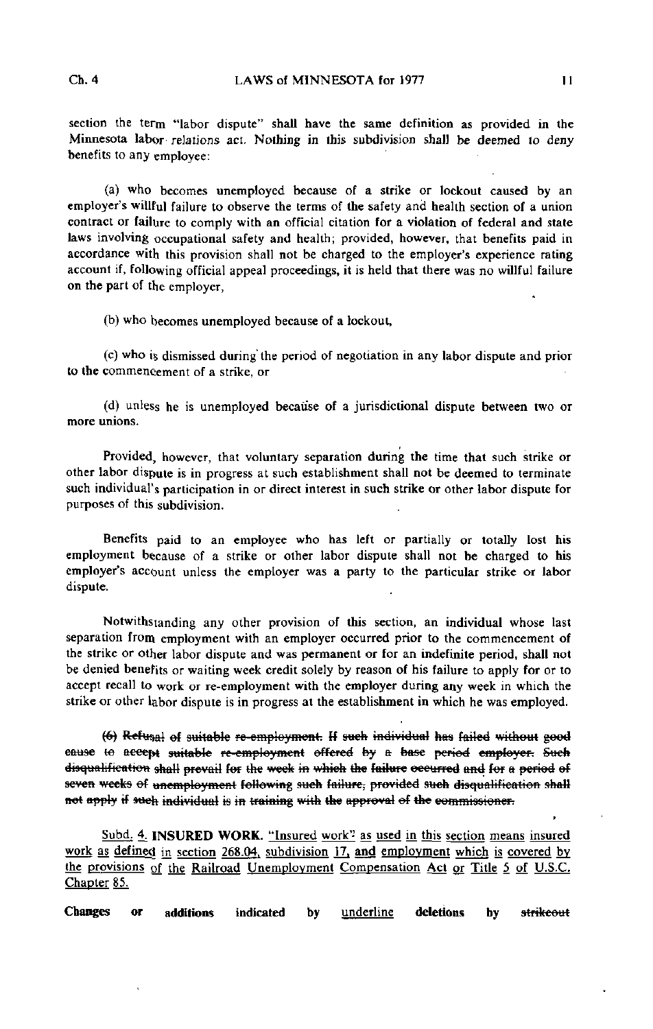section the term "labor dispute" shall have the same definition as provided in the Minnesota labor relations act. Nothing in this subdivision shall be deemed to deny benefits to any employee:

(a) who becomes unemployed because of a strike or lockout caused by an employer's willful failure to observe the terms of the safety and health section of a union contract or failure to comply with an official citation for a violation of federal and state laws involving occupational safety and health; provided, however, that benefits paid in accordance with this provision shall not be charged to the employer's experience rating account if, following official appeal proceedings, it is held that there was no willful failure on the part of the employer,

(b) who becomes unemployed because of a lockout,

(c) who is dismissed during the period of negotiation in any labor dispute and prior to the commencement of a strike, or

(d) unless he is unemployed because of a jurisdictional dispute between two or more unions.

Provided, however, that voluntary separation during the time that such strike or other labor dispute is in progress at such establishment shall not be deemed to terminate such individual's participation in or direct interest in such strike or other labor dispute for purposes of this subdivision.

Benefits paid to an employee who has left or partially or totally lost his employment because of a strike or other labor dispute shall not be charged to his employer's account unless the employer was a party to the particular strike or labor dispute.

Notwithstanding any other provision of this section, an individual whose last separation from employment with an employer occurred prior to the commencement of the strike or other labor dispute and was permanent or for an indefinite period, shall not be denied benefits or waiting week credit solely by reason of his failure to apply for or to accept recall to work or re-employment with the employer during any week in which the strike or other labor dispute is in progress at the establishment in which he was employed.

~~(6) Refusal of suitable re-employment. If such individual has failed without good cause to accept suitable re-employment offered by a base period employer. Such disqualification shall prevail for the week in which the failure occurred and for a period of seven weeks of unemployment following such failure, provided such disqualification shall not apply if such individual is in training with the approval of the commissioner.~~

<u>Subd. 4. **INSURED WORK.** "Insured work" as used in this section means insured work as defined in section 268.04, subdivision 17, and employment which is covered by the provisions of the Railroad Unemployment Compensation Act or Title 5 of U.S.C. Chapter 85.</u>

**Changes or additions indicated by <u>underline</u> deletions by ~~strikeout~~**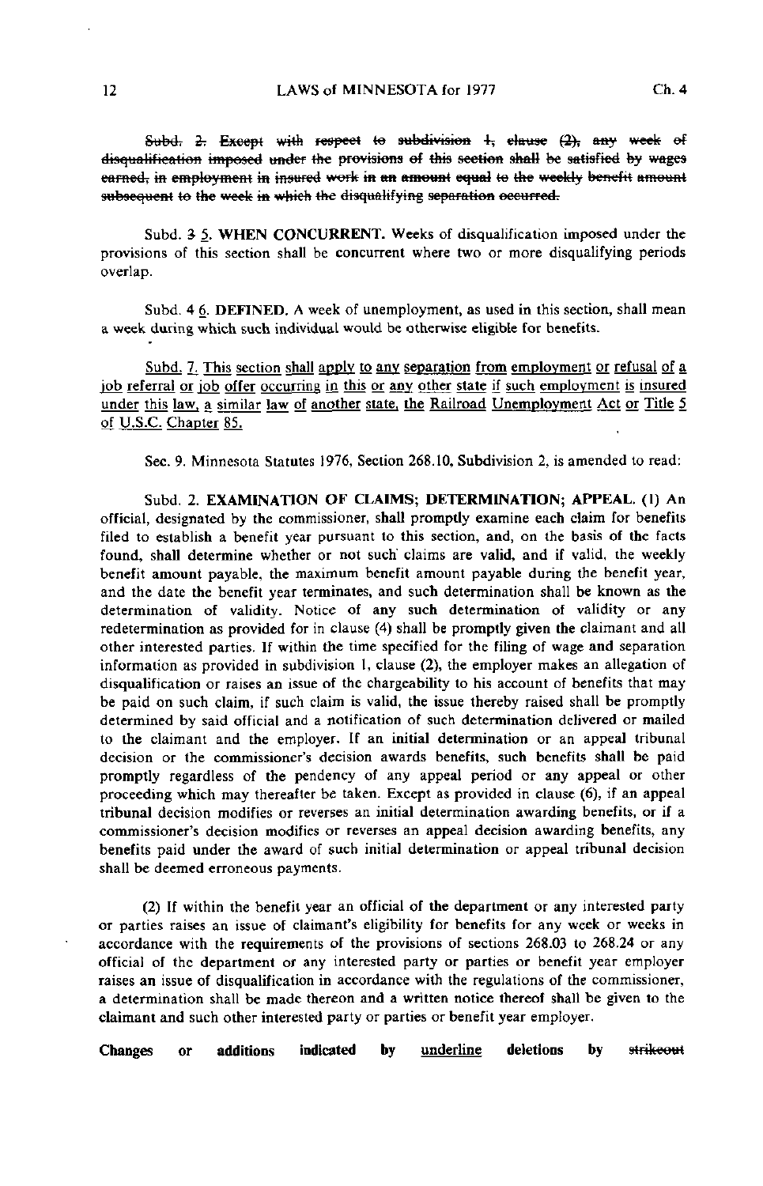~~Subd. 2. Except with respect to subdivision 1, clause (2), any week of disqualification imposed under the provisions of this section shall be satisfied by wages earned, in employment in insured work in an amount equal to the weekly benefit amount subsequent to the week in which the disqualifying separation occurred.~~

Subd. ~~3~~ 5. **WHEN CONCURRENT.** Weeks of disqualification imposed under the provisions of this section shall be concurrent where two or more disqualifying periods overlap.

Subd. ~~4~~ 6. **DEFINED.** A week of unemployment, as used in this section, shall mean a week during which such individual would be otherwise eligible for benefits.

Subd. 7. This section shall apply to any separation from employment or refusal of a job referral or job offer occurring in this or any other state if such employment is insured under this law, a similar law of another state, the Railroad Unemployment Act or Title 5 of U.S.C. Chapter 85.

Sec. 9. Minnesota Statutes 1976, Section 268.10, Subdivision 2, is amended to read:

Subd. 2. **EXAMINATION OF CLAIMS; DETERMINATION; APPEAL.** (1) An official, designated by the commissioner, shall promptly examine each claim for benefits filed to establish a benefit year pursuant to this section, and, on the basis of the facts found, shall determine whether or not such claims are valid, and if valid, the weekly benefit amount payable, the maximum benefit amount payable during the benefit year, and the date the benefit year terminates, and such determination shall be known as the determination of validity. Notice of any such determination of validity or any redetermination as provided for in clause (4) shall be promptly given the claimant and all other interested parties. If within the time specified for the filing of wage and separation information as provided in subdivision 1, clause (2), the employer makes an allegation of disqualification or raises an issue of the chargeability to his account of benefits that may be paid on such claim, if such claim is valid, the issue thereby raised shall be promptly determined by said official and a notification of such determination delivered or mailed to the claimant and the employer. If an initial determination or an appeal tribunal decision or the commissioner's decision awards benefits, such benefits shall be paid promptly regardless of the pendency of any appeal period or any appeal or other proceeding which may thereafter be taken. Except as provided in clause (6), if an appeal tribunal decision modifies or reverses an initial determination awarding benefits, or if a commissioner's decision modifies or reverses an appeal decision awarding benefits, any benefits paid under the award of such initial determination or appeal tribunal decision shall be deemed erroneous payments.

(2) If within the benefit year an official of the department or any interested party or parties raises an issue of claimant's eligibility for benefits for any week or weeks in accordance with the requirements of the provisions of sections 268.03 to 268.24 or any official of the department or any interested party or parties or benefit year employer raises an issue of disqualification in accordance with the regulations of the commissioner, a determination shall be made thereon and a written notice thereof shall be given to the claimant and such other interested party or parties or benefit year employer.

**Changes or additions indicated by** underline **deletions by** ~~strikeout~~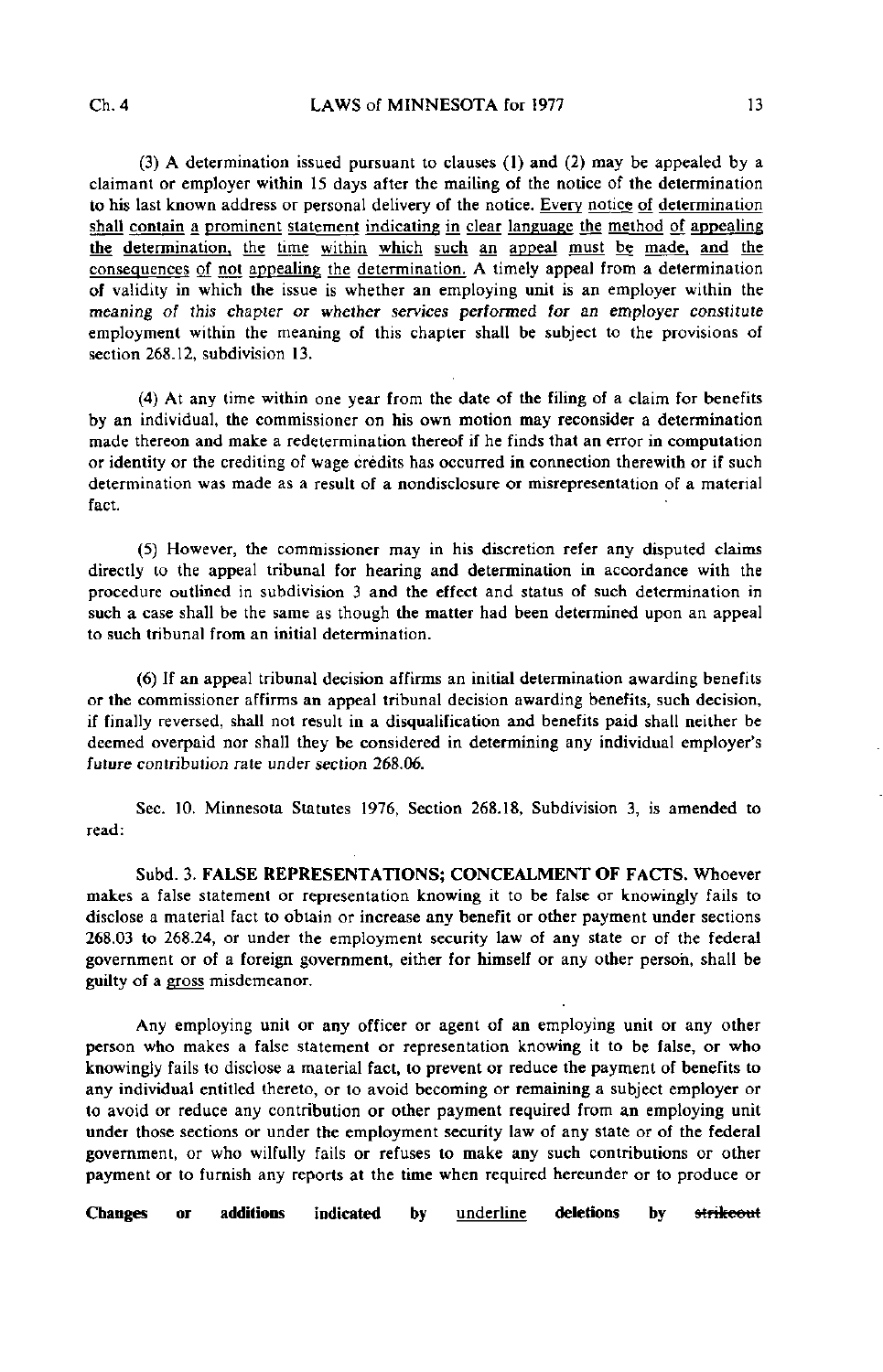(3) A determination issued pursuant to clauses (1) and (2) may be appealed by a claimant or employer within 15 days after the mailing of the notice of the determination to his last known address or personal delivery of the notice. <u>Every notice of determination shall contain a prominent statement indicating in clear language the method of appealing the determination, the time within which such an appeal must be made, and the consequences of not appealing the determination.</u> A timely appeal from a determination of validity in which the issue is whether an employing unit is an employer within the meaning of this chapter or whether services performed for an employer constitute employment within the meaning of this chapter shall be subject to the provisions of section 268.12, subdivision 13.

(4) At any time within one year from the date of the filing of a claim for benefits by an individual, the commissioner on his own motion may reconsider a determination made thereon and make a redetermination thereof if he finds that an error in computation or identity or the crediting of wage credits has occurred in connection therewith or if such determination was made as a result of a nondisclosure or misrepresentation of a material fact.

(5) However, the commissioner may in his discretion refer any disputed claims directly to the appeal tribunal for hearing and determination in accordance with the procedure outlined in subdivision 3 and the effect and status of such determination in such a case shall be the same as though the matter had been determined upon an appeal to such tribunal from an initial determination.

(6) If an appeal tribunal decision affirms an initial determination awarding benefits or the commissioner affirms an appeal tribunal decision awarding benefits, such decision, if finally reversed, shall not result in a disqualification and benefits paid shall neither be deemed overpaid nor shall they be considered in determining any individual employer's future contribution rate under section 268.06.

Sec. 10. Minnesota Statutes 1976, Section 268.18, Subdivision 3, is amended to read:

Subd. 3. **FALSE REPRESENTATIONS; CONCEALMENT OF FACTS.** Whoever makes a false statement or representation knowing it to be false or knowingly fails to disclose a material fact to obtain or increase any benefit or other payment under sections 268.03 to 268.24, or under the employment security law of any state or of the federal government or of a foreign government, either for himself or any other person, shall be guilty of a <u>gross</u> misdemeanor.

Any employing unit or any officer or agent of an employing unit or any other person who makes a false statement or representation knowing it to be false, or who knowingly fails to disclose a material fact, to prevent or reduce the payment of benefits to any individual entitled thereto, or to avoid becoming or remaining a subject employer or to avoid or reduce any contribution or other payment required from an employing unit under those sections or under the employment security law of any state or of the federal government, or who wilfully fails or refuses to make any such contributions or other payment or to furnish any reports at the time when required hereunder or to produce or

**Changes or additions indicated by** <u>underline</u> **deletions by** ~~strikeout~~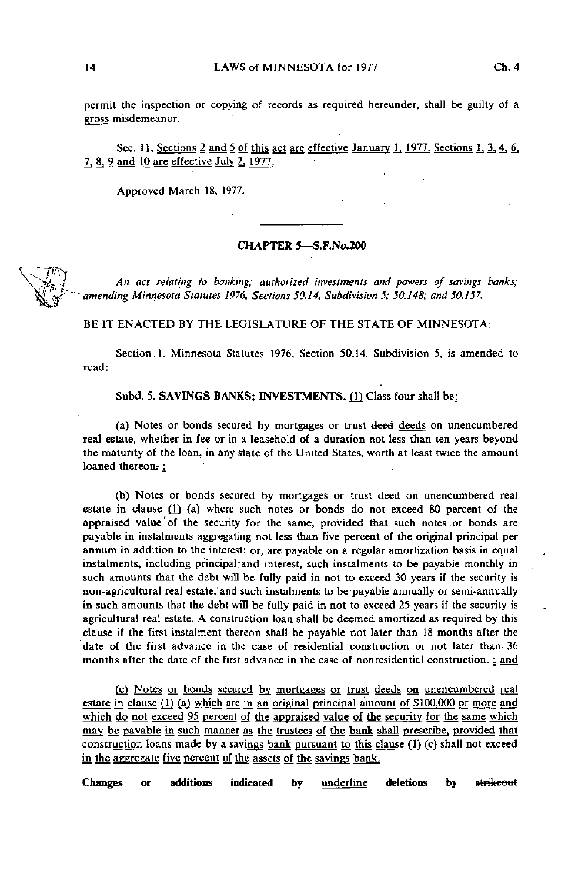permit the inspection or copying of records as required hereunder, shall be guilty of a gross misdemeanor.

Sec. 11. Sections 2 and 5 of this act are effective January 1, 1977. Sections 1, 3, 4, 6, 7, 8, 9 and 10 are effective July 2, 1977.

Approved March 18, 1977.

---

## CHAPTER 5—S.F.No.200

*An act relating to banking; authorized investments and powers of savings banks; amending Minnesota Statutes 1976, Sections 50.14, Subdivision 5; 50.148; and 50.157.*

BE IT ENACTED BY THE LEGISLATURE OF THE STATE OF MINNESOTA:

Section 1. Minnesota Statutes 1976, Section 50.14, Subdivision 5, is amended to read:

Subd. 5. **SAVINGS BANKS; INVESTMENTS.** (1) Class four shall be:

(a) Notes or bonds secured by mortgages or trust ~~deed~~ deeds on unencumbered real estate, whether in fee or in a leasehold of a duration not less than ten years beyond the maturity of the loan, in any state of the United States, worth at least twice the amount loaned thereon~~.~~ ;

(b) Notes or bonds secured by mortgages or trust deed on unencumbered real estate in clause (1) (a) where such notes or bonds do not exceed 80 percent of the appraised value of the security for the same, provided that such notes or bonds are payable in instalments aggregating not less than five percent of the original principal per annum in addition to the interest; or, are payable on a regular amortization basis in equal instalments, including principal and interest, such instalments to be payable monthly in such amounts that the debt will be fully paid in not to exceed 30 years if the security is non-agricultural real estate, and such instalments to be payable annually or semi-annually in such amounts that the debt will be fully paid in not to exceed 25 years if the security is agricultural real estate. A construction loan shall be deemed amortized as required by this clause if the first instalment thereon shall be payable not later than 18 months after the date of the first advance in the case of residential construction or not later than 36 months after the date of the first advance in the case of nonresidential construction~~.~~ ; and

(c) Notes or bonds secured by mortgages or trust deeds on unencumbered real estate in clause (1) (a) which are in an original principal amount of $100,000 or more and which do not exceed 95 percent of the appraised value of the security for the same which may be payable in such manner as the trustees of the bank shall prescribe, provided that construction loans made by a savings bank pursuant to this clause (1) (c) shall not exceed in the aggregate five percent of the assets of the savings bank.

**Changes or additions indicated by** underline **deletions by** ~~strikeout~~